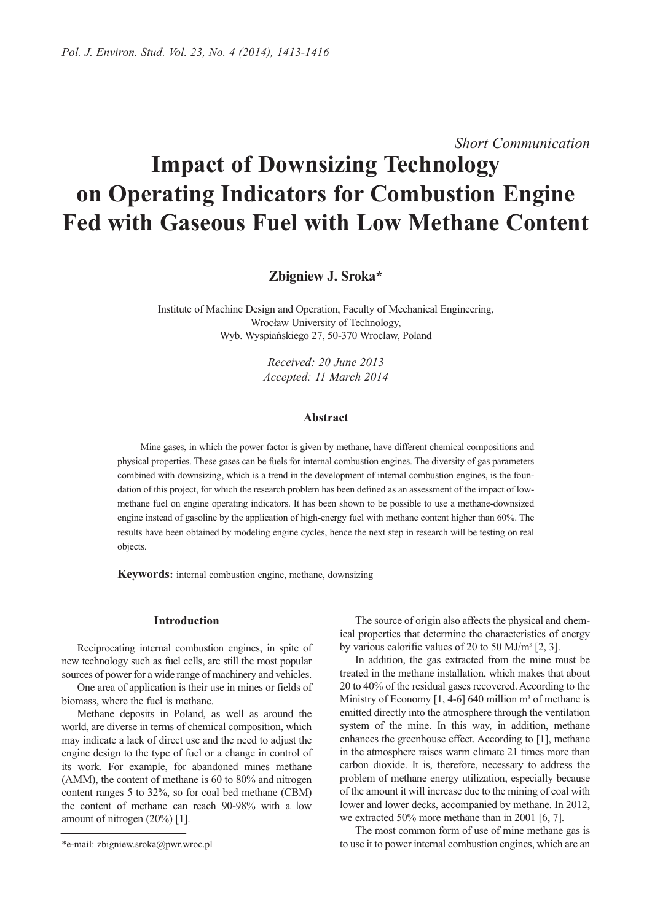*Short Communication*

# Impact of Downsizing Technology on Operating Indicators for Combustion Engine Fed with Gaseous Fuel with Low Methane Content

**Zbigniew J. Sroka***

Institute of Machine Design and Operation, Faculty of Mechanical Engineering,
Wrocław University of Technology,
Wyb. Wyspiańskiego 27, 50-370 Wroclaw, Poland

*Received: 20 June 2013*
*Accepted: 11 March 2014*

### Abstract

Mine gases, in which the power factor is given by methane, have different chemical compositions and physical properties. These gases can be fuels for internal combustion engines. The diversity of gas parameters combined with downsizing, which is a trend in the development of internal combustion engines, is the foundation of this project, for which the research problem has been defined as an assessment of the impact of low-methane fuel on engine operating indicators. It has been shown to be possible to use a methane-downsized engine instead of gasoline by the application of high-energy fuel with methane content higher than 60%. The results have been obtained by modeling engine cycles, hence the next step in research will be testing on real objects.

**Keywords:** internal combustion engine, methane, downsizing

## Introduction

Reciprocating internal combustion engines, in spite of new technology such as fuel cells, are still the most popular sources of power for a wide range of machinery and vehicles.

One area of application is their use in mines or fields of biomass, where the fuel is methane.

Methane deposits in Poland, as well as around the world, are diverse in terms of chemical composition, which may indicate a lack of direct use and the need to adjust the engine design to the type of fuel or a change in control of its work. For example, for abandoned mines methane (AMM), the content of methane is 60 to 80% and nitrogen content ranges 5 to 32%, so for coal bed methane (CBM) the content of methane can reach 90-98% with a low amount of nitrogen (20%) [1].

The source of origin also affects the physical and chemical properties that determine the characteristics of energy by various calorific values of 20 to 50 MJ/m$^3$ [2, 3].

In addition, the gas extracted from the mine must be treated in the methane installation, which makes that about 20 to 40% of the residual gases recovered. According to the Ministry of Economy [1, 4-6] 640 million m$^3$ of methane is emitted directly into the atmosphere through the ventilation system of the mine. In this way, in addition, methane enhances the greenhouse effect. According to [1], methane in the atmosphere raises warm climate 21 times more than carbon dioxide. It is, therefore, necessary to address the problem of methane energy utilization, especially because of the amount it will increase due to the mining of coal with lower and lower decks, accompanied by methane. In 2012, we extracted 50% more methane than in 2001 [6, 7].

The most common form of use of mine methane gas is to use it to power internal combustion engines, which are an

*e-mail: zbigniew.sroka@pwr.wroc.pl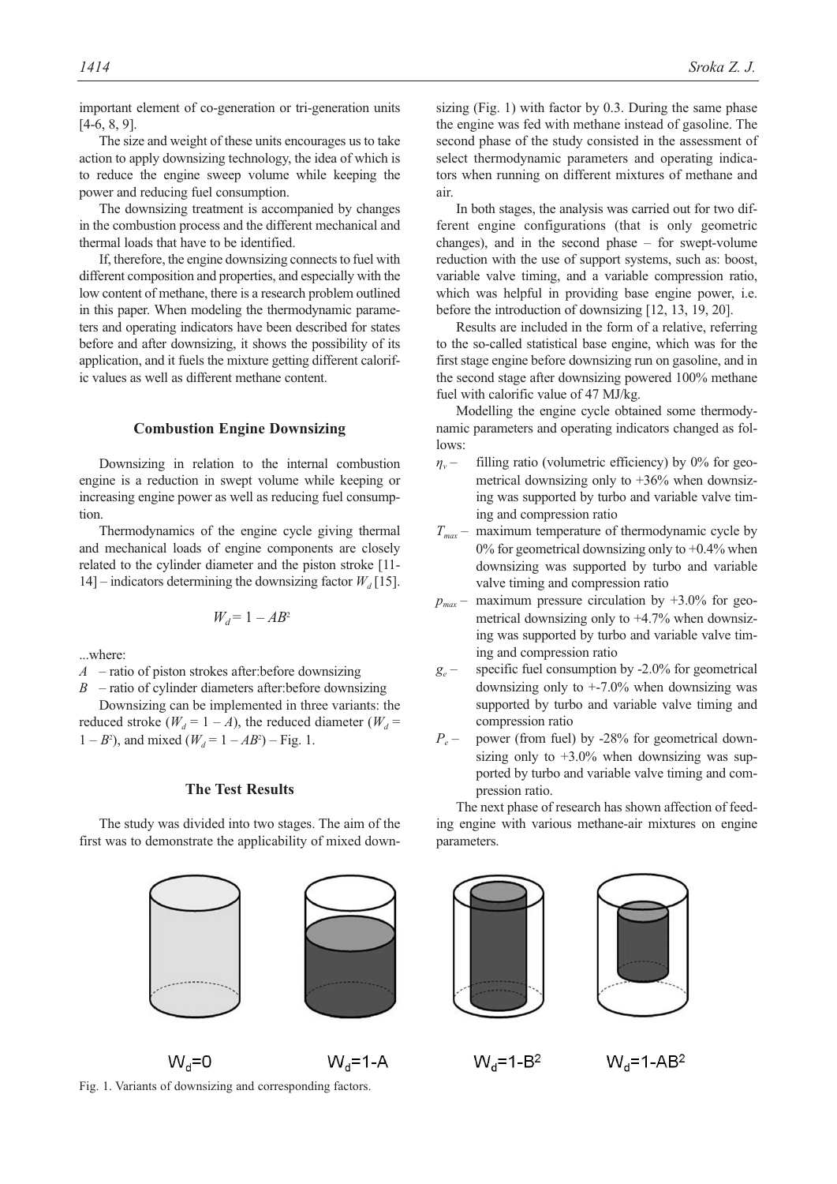important element of co-generation or tri-generation units [4-6, 8, 9].

The size and weight of these units encourages us to take action to apply downsizing technology, the idea of which is to reduce the engine sweep volume while keeping the power and reducing fuel consumption.

The downsizing treatment is accompanied by changes in the combustion process and the different mechanical and thermal loads that have to be identified.

If, therefore, the engine downsizing connects to fuel with different composition and properties, and especially with the low content of methane, there is a research problem outlined in this paper. When modeling the thermodynamic parameters and operating indicators have been described for states before and after downsizing, it shows the possibility of its application, and it fuels the mixture getting different calorific values as well as different methane content.

## Combustion Engine Downsizing

Downsizing in relation to the internal combustion engine is a reduction in swept volume while keeping or increasing engine power as well as reducing fuel consumption.

Thermodynamics of the engine cycle giving thermal and mechanical loads of engine components are closely related to the cylinder diameter and the piston stroke [11-14] – indicators determining the downsizing factor $W_d$ [15].

$$W_d = 1 - AB^2$$

...where:

$A$ – ratio of piston strokes after:before downsizing

$B$ – ratio of cylinder diameters after:before downsizing

Downsizing can be implemented in three variants: the reduced stroke ($W_d = 1 - A$), the reduced diameter ($W_d = 1 - B^2$), and mixed ($W_d = 1 - AB^2$) – Fig. 1.

## The Test Results

The study was divided into two stages. The aim of the first was to demonstrate the applicability of mixed downsizing (Fig. 1) with factor by 0.3. During the same phase the engine was fed with methane instead of gasoline. The second phase of the study consisted in the assessment of select thermodynamic parameters and operating indicators when running on different mixtures of methane and air.

In both stages, the analysis was carried out for two different engine configurations (that is only geometric changes), and in the second phase – for swept-volume reduction with the use of support systems, such as: boost, variable valve timing, and a variable compression ratio, which was helpful in providing base engine power, i.e. before the introduction of downsizing [12, 13, 19, 20].

Results are included in the form of a relative, referring to the so-called statistical base engine, which was for the first stage engine before downsizing run on gasoline, and in the second stage after downsizing powered 100% methane fuel with calorific value of 47 MJ/kg.

Modelling the engine cycle obtained some thermodynamic parameters and operating indicators changed as follows:

- $\eta_v$ – filling ratio (volumetric efficiency) by 0% for geometrical downsizing only to +36% when downsizing was supported by turbo and variable valve timing and compression ratio
- $T_{max}$ – maximum temperature of thermodynamic cycle by 0% for geometrical downsizing only to +0.4% when downsizing was supported by turbo and variable valve timing and compression ratio
- $p_{max}$ – maximum pressure circulation by +3.0% for geometrical downsizing only to +4.7% when downsizing was supported by turbo and variable valve timing and compression ratio
- $g_e$ – specific fuel consumption by -2.0% for geometrical downsizing only to +-7.0% when downsizing was supported by turbo and variable valve timing and compression ratio
- $P_e$ – power (from fuel) by -28% for geometrical downsizing only to +3.0% when downsizing was supported by turbo and variable valve timing and compression ratio.

The next phase of research has shown affection of feeding engine with various methane-air mixtures on engine parameters.

$W_d=0$ $W_d=1-A$ $W_d=1-B^2$ $W_d=1-AB^2$

Fig. 1. Variants of downsizing and corresponding factors.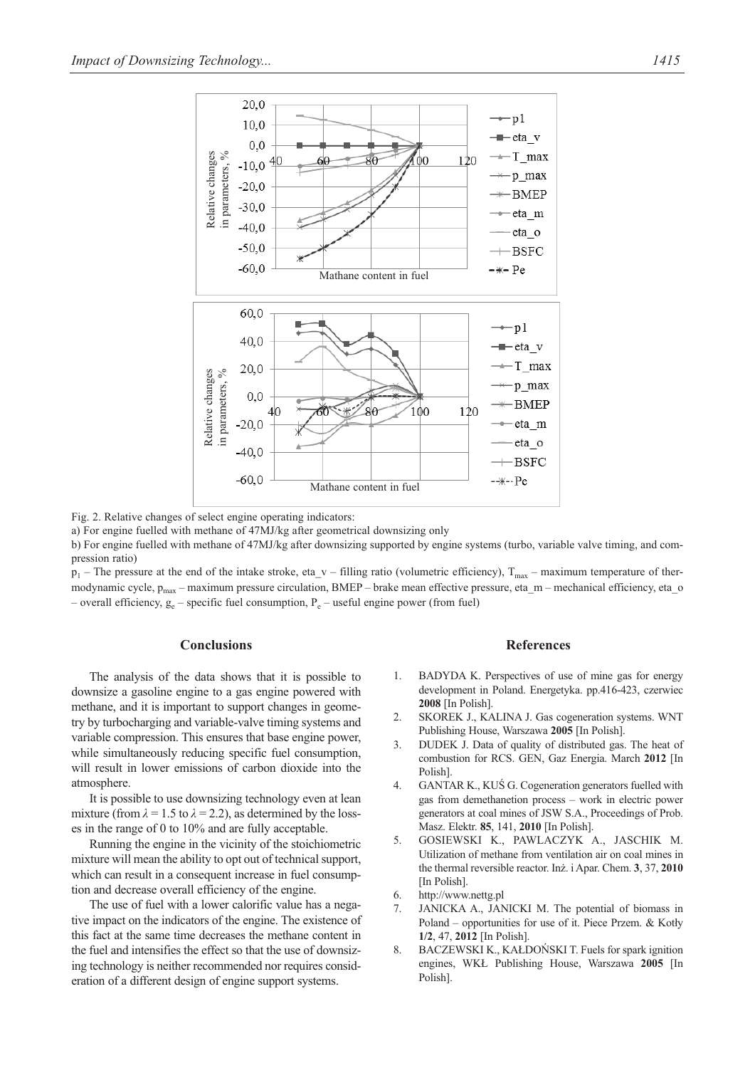Fig. 2. Relative changes of select engine operating indicators:

a) For engine fuelled with methane of 47MJ/kg after geometrical downsizing only

b) For engine fuelled with methane of 47MJ/kg after downsizing supported by engine systems (turbo, variable valve timing, and compression ratio)

$p_1$ – The pressure at the end of the intake stroke, eta_v – filling ratio (volumetric efficiency), $T_{max}$ – maximum temperature of thermodynamic cycle, $p_{max}$ – maximum pressure circulation, BMEP – brake mean effective pressure, eta_m – mechanical efficiency, eta_o – overall efficiency, $g_e$ – specific fuel consumption, $P_e$ – useful engine power (from fuel)

## Conclusions

The analysis of the data shows that it is possible to downsize a gasoline engine to a gas engine powered with methane, and it is important to support changes in geometry by turbocharging and variable-valve timing systems and variable compression. This ensures that base engine power, while simultaneously reducing specific fuel consumption, will result in lower emissions of carbon dioxide into the atmosphere.

It is possible to use downsizing technology even at lean mixture (from $\lambda = 1.5$ to $\lambda = 2.2$), as determined by the losses in the range of 0 to 10% and are fully acceptable.

Running the engine in the vicinity of the stoichiometric mixture will mean the ability to opt out of technical support, which can result in a consequent increase in fuel consumption and decrease overall efficiency of the engine.

The use of fuel with a lower calorific value has a negative impact on the indicators of the engine. The existence of this fact at the same time decreases the methane content in the fuel and intensifies the effect so that the use of downsizing technology is neither recommended nor requires consideration of a different design of engine support systems.

## References

1. BADYDA K. Perspectives of use of mine gas for energy development in Poland. Energetyka. pp.416-423, czerwiec **2008** [In Polish].
2. SKOREK J., KALINA J. Gas cogeneration systems. WNT Publishing House, Warszawa **2005** [In Polish].
3. DUDEK J. Data of quality of distributed gas. The heat of combustion for RCS. GEN, Gaz Energia. March **2012** [In Polish].
4. GANTAR K., KUŚ G. Cogeneration generators fuelled with gas from demethanetion process – work in electric power generators at coal mines of JSW S.A., Proceedings of Prob. Masz. Elektr. **85**, 141, **2010** [In Polish].
5. GOSIEWSKI K., PAWLACZYK A., JASCHIK M. Utilization of methane from ventilation air on coal mines in the thermal reversible reactor. Inż. i Apar. Chem. **3**, 37, **2010** [In Polish].
6. http://www.nettg.pl
7. JANICKA A., JANICKI M. The potential of biomass in Poland – opportunities for use of it. Piece Przem. & Kotły **1/2**, 47, **2012** [In Polish].
8. BACZEWSKI K., KAŁDOŃSKI T. Fuels for spark ignition engines, WKŁ Publishing House, Warszawa **2005** [In Polish].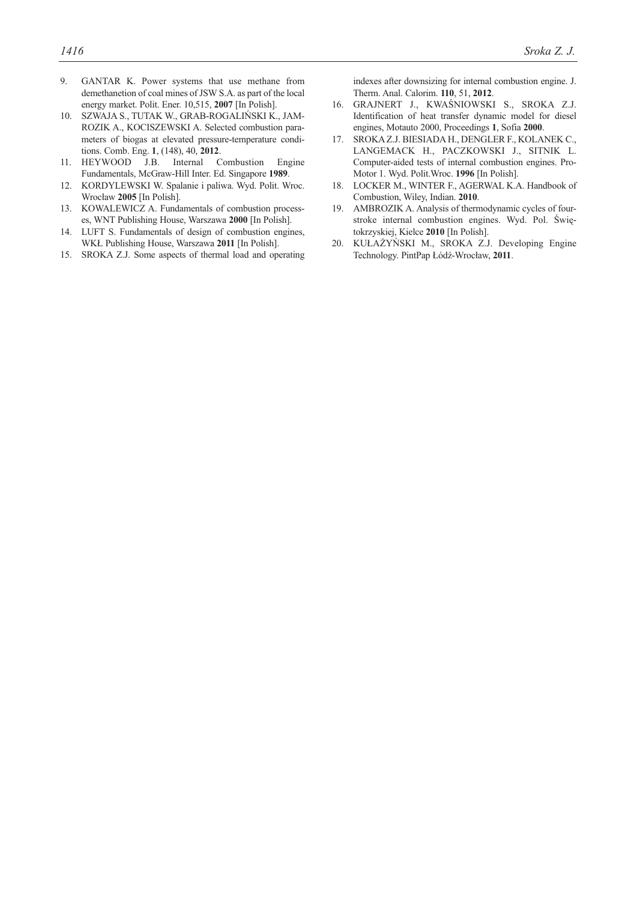9. GANTAR K. Power systems that use methane from demethanetion of coal mines of JSW S.A. as part of the local energy market. Polit. Ener. 10,515, **2007** [In Polish].
10. SZWAJA S., TUTAK W., GRAB-ROGALIŃSKI K., JAMROZIK A., KOCISZEWSKI A. Selected combustion parameters of biogas at elevated pressure-temperature conditions. Comb. Eng. **1**, (148), 40, **2012**.
11. HEYWOOD J.B. Internal Combustion Engine Fundamentals, McGraw-Hill Inter. Ed. Singapore **1989**.
12. KORDYLEWSKI W. Spalanie i paliwa. Wyd. Polit. Wroc. Wrocław **2005** [In Polish].
13. KOWALEWICZ A. Fundamentals of combustion processes, WNT Publishing House, Warszawa **2000** [In Polish].
14. LUFT S. Fundamentals of design of combustion engines, WKŁ Publishing House, Warszawa **2011** [In Polish].
15. SROKA Z.J. Some aspects of thermal load and operating indexes after downsizing for internal combustion engine. J. Therm. Anal. Calorim. **110**, 51, **2012**.
16. GRAJNERT J., KWAŚNIOWSKI S., SROKA Z.J. Identification of heat transfer dynamic model for diesel engines, Motauto 2000, Proceedings **1**, Sofia **2000**.
17. SROKA Z.J. BIESIADA H., DENGLER F., KOLANEK C., LANGEMACK H., PACZKOWSKI J., SITNIK L. Computer-aided tests of internal combustion engines. Pro-Motor 1. Wyd. Polit.Wroc. **1996** [In Polish].
18. LOCKER M., WINTER F., AGERWAL K.A. Handbook of Combustion, Wiley, Indian. **2010**.
19. AMBROZIK A. Analysis of thermodynamic cycles of four-stroke internal combustion engines. Wyd. Pol. Świętokrzyskiej, Kielce **2010** [In Polish].
20. KUŁAŻYŃSKI M., SROKA Z.J. Developing Engine Technology. PintPap Łódź-Wrocław, **2011**.